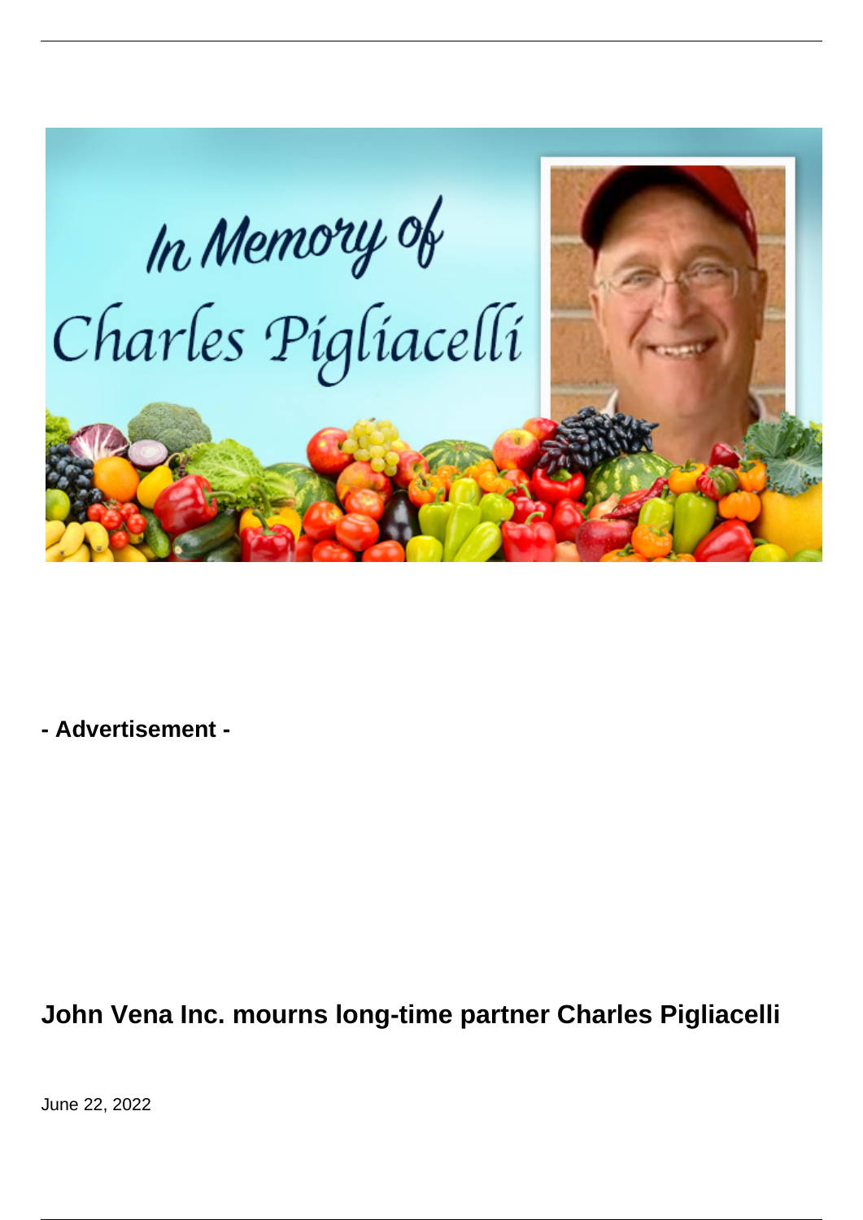- Advertisement -

# John Vena Inc. mourns long-time partner Charles Pigliacelli

June 22, 2022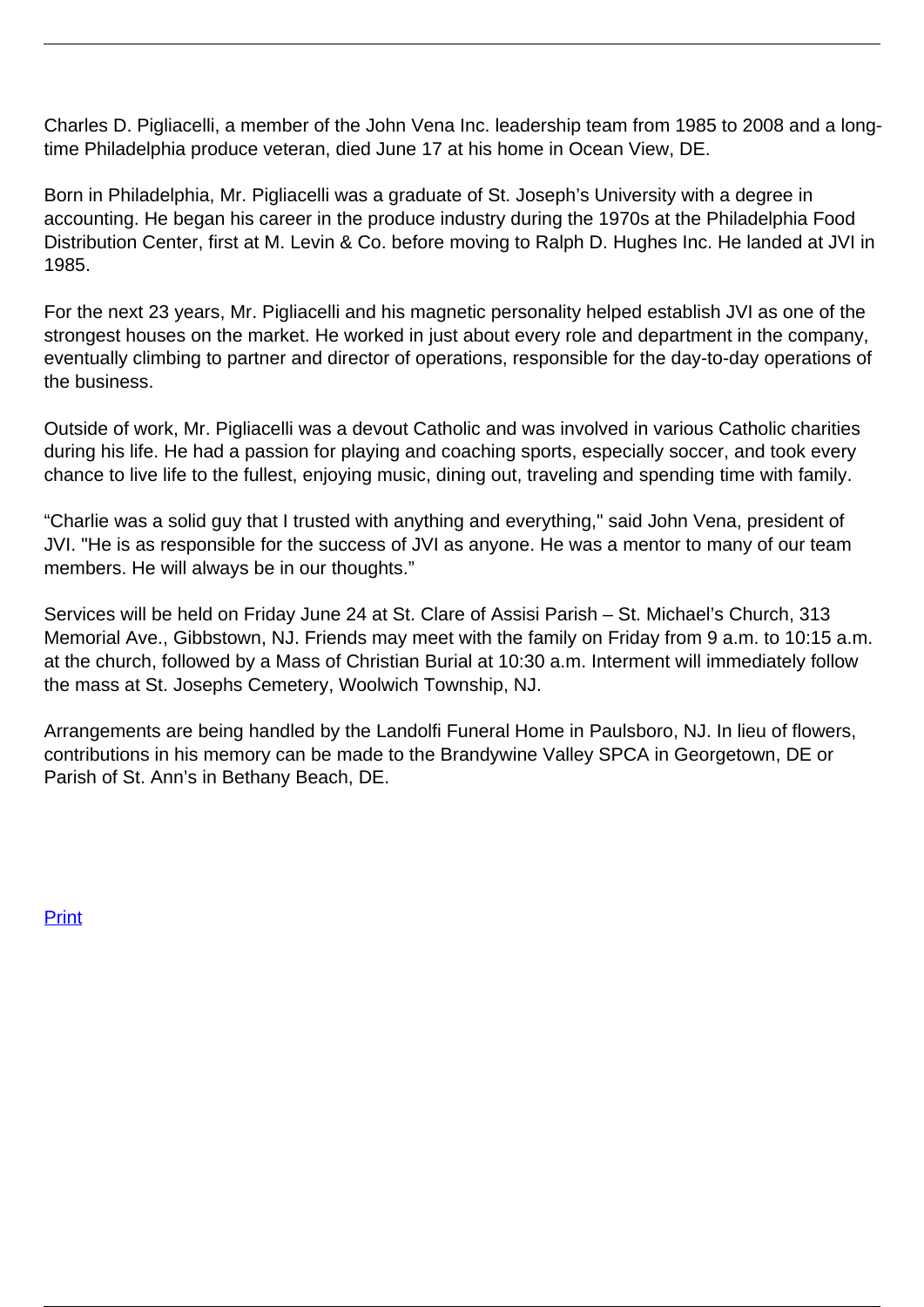Charles D. Pigliacelli, a member of the John Vena Inc. leadership team from 1985 to 2008 and a long-time Philadelphia produce veteran, died June 17 at his home in Ocean View, DE.

Born in Philadelphia, Mr. Pigliacelli was a graduate of St. Joseph's University with a degree in accounting. He began his career in the produce industry during the 1970s at the Philadelphia Food Distribution Center, first at M. Levin & Co. before moving to Ralph D. Hughes Inc. He landed at JVI in 1985.

For the next 23 years, Mr. Pigliacelli and his magnetic personality helped establish JVI as one of the strongest houses on the market. He worked in just about every role and department in the company, eventually climbing to partner and director of operations, responsible for the day-to-day operations of the business.

Outside of work, Mr. Pigliacelli was a devout Catholic and was involved in various Catholic charities during his life. He had a passion for playing and coaching sports, especially soccer, and took every chance to live life to the fullest, enjoying music, dining out, traveling and spending time with family.

"Charlie was a solid guy that I trusted with anything and everything," said John Vena, president of JVI. "He is as responsible for the success of JVI as anyone. He was a mentor to many of our team members. He will always be in our thoughts."

Services will be held on Friday June 24 at St. Clare of Assisi Parish – St. Michael's Church, 313 Memorial Ave., Gibbstown, NJ. Friends may meet with the family on Friday from 9 a.m. to 10:15 a.m. at the church, followed by a Mass of Christian Burial at 10:30 a.m. Interment will immediately follow the mass at St. Josephs Cemetery, Woolwich Township, NJ.

Arrangements are being handled by the Landolfi Funeral Home in Paulsboro, NJ. In lieu of flowers, contributions in his memory can be made to the Brandywine Valley SPCA in Georgetown, DE or Parish of St. Ann's in Bethany Beach, DE.

Print